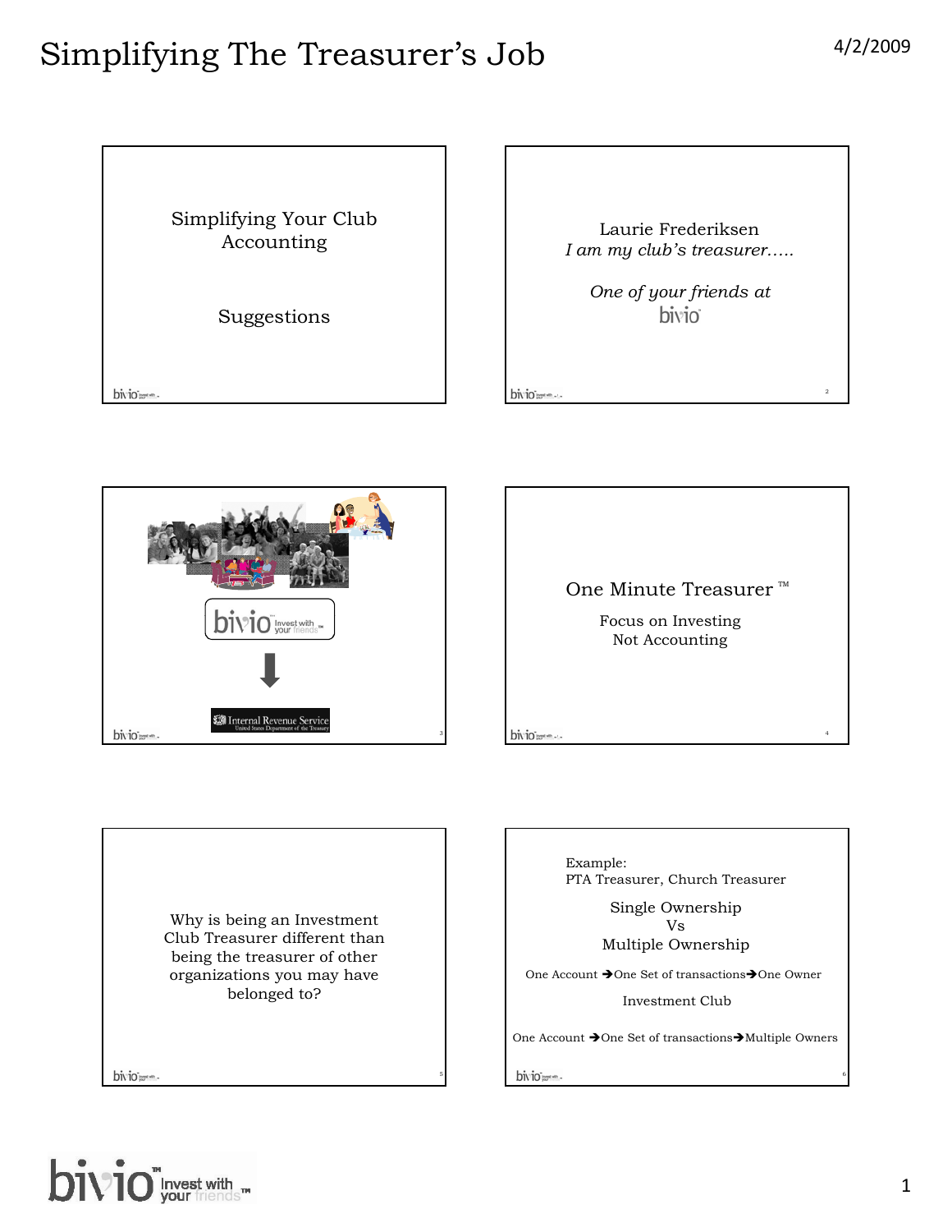# Simplifying The Treasurer's Job

4/2/2009

Simplifying Your Club Accounting

Suggestions

Laurie Frederiksen

*I am my club's treasurer.....*

*One of your friends at*

bivio

Internal Revenue Service

One Minute Treasurer ™

Focus on Investing

Not Accounting

Why is being an Investment Club Treasurer different than being the treasurer of other organizations you may have belonged to?

Example:

PTA Treasurer, Church Treasurer

Single Ownership

Vs

Multiple Ownership

One Account ➔One Set of transactions➔One Owner

Investment Club

One Account ➔One Set of transactions➔Multiple Owners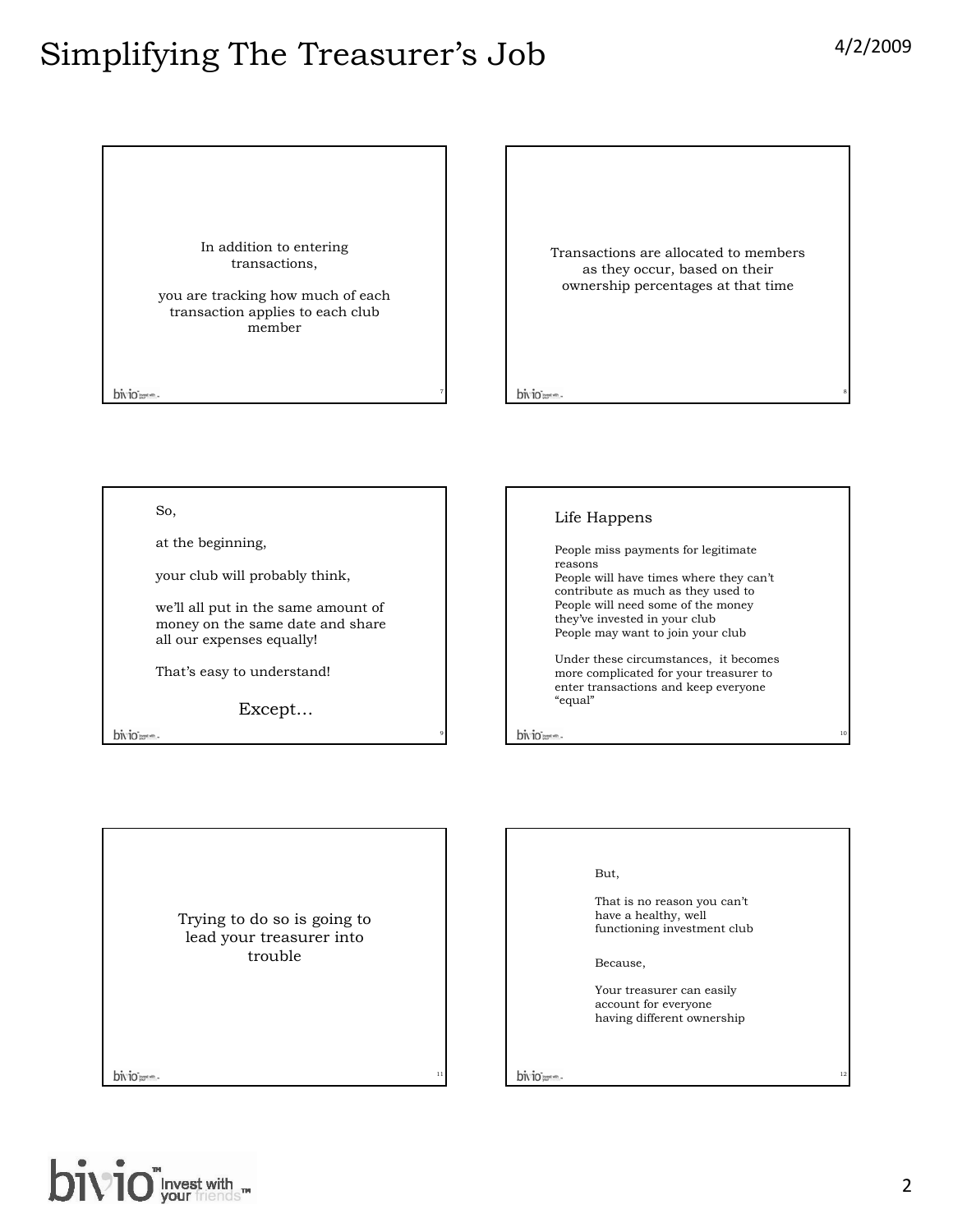In addition to entering transactions,

you are tracking how much of each transaction applies to each club member

Transactions are allocated to members as they occur, based on their ownership percentages at that time

So,

at the beginning,

your club will probably think,

we'll all put in the same amount of money on the same date and share all our expenses equally!

That's easy to understand!

Except…

## Life Happens

People miss payments for legitimate reasons
People will have times where they can't contribute as much as they used to
People will need some of the money they've invested in your club
People may want to join your club

Under these circumstances, it becomes more complicated for your treasurer to enter transactions and keep everyone "equal"

Trying to do so is going to lead your treasurer into trouble

But,

That is no reason you can't have a healthy, well functioning investment club

Because,

Your treasurer can easily account for everyone having different ownership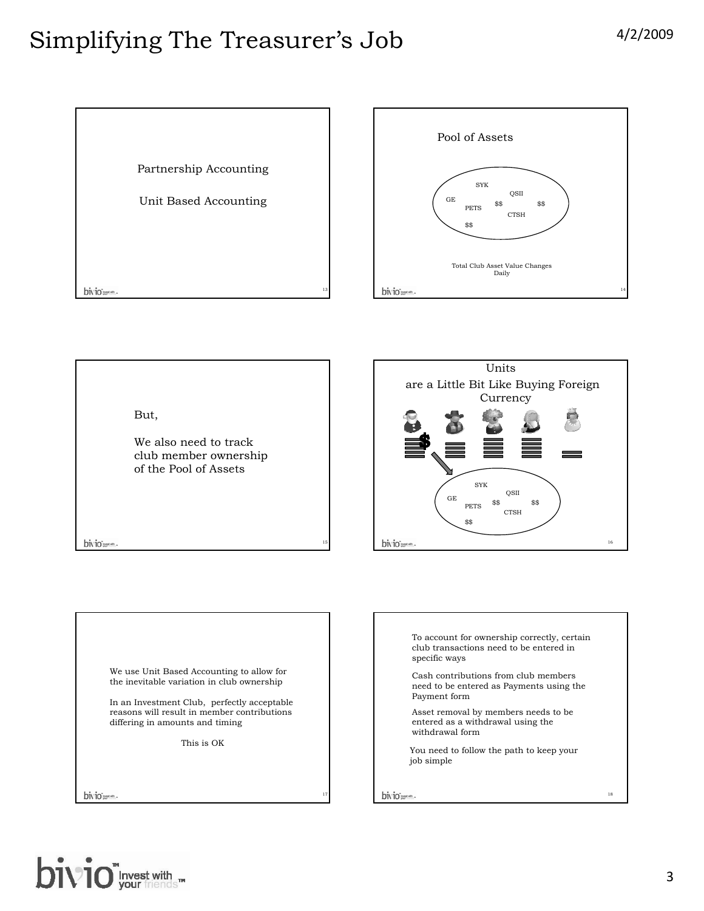# Simplifying The Treasurer's Job

Partnership Accounting

Unit Based Accounting

Pool of Assets

SYK QSII GE PETS $$ $$ CTSH $$

Total Club Asset Value Changes Daily

But,

We also need to track club member ownership of the Pool of Assets

Units are a Little Bit Like Buying Foreign Currency

SYK QSII GE PETS $$ $$ CTSH $$

We use Unit Based Accounting to allow for the inevitable variation in club ownership

In an Investment Club, perfectly acceptable reasons will result in member contributions differing in amounts and timing

This is OK

To account for ownership correctly, certain club transactions need to be entered in specific ways

Cash contributions from club members need to be entered as Payments using the Payment form

Asset removal by members needs to be entered as a withdrawal using the withdrawal form

You need to follow the path to keep your job simple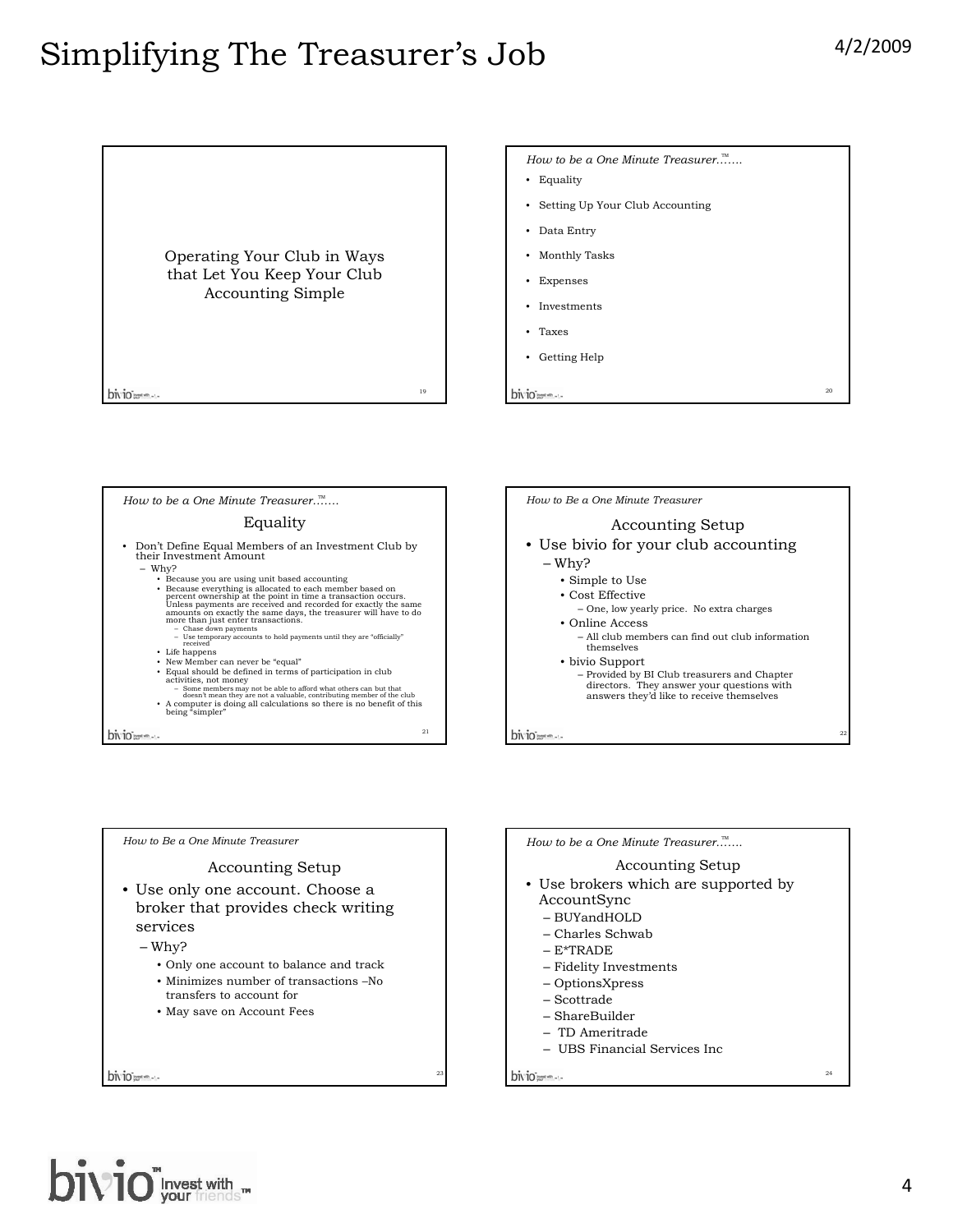## Slide 19

Operating Your Club in Ways that Let You Keep Your Club Accounting Simple

## Slide 20

*How to be a One Minute Treasurer™……*

- Equality
- Setting Up Your Club Accounting
- Data Entry
- Monthly Tasks
- Expenses
- Investments
- Taxes
- Getting Help

## Slide 21

*How to be a One Minute Treasurer™……*

### Equality

- Don't Define Equal Members of an Investment Club by their Investment Amount
  - Why?
    - Because you are using unit based accounting
    - Because everything is allocated to each member based on percent ownership at the point in time a transaction occurs. Unless payments are received and recorded for exactly the same amounts on exactly the same days, the treasurer will have to do more than just enter transactions.
      - Chase down payments
      - Use temporary accounts to hold payments until they are "officially" received
    - Life happens
    - New Member can never be "equal"
    - Equal should be defined in terms of participation in club activities, not money
      - Some members may not be able to afford what others can but that doesn't mean they are not a valuable, contributing member of the club
    - A computer is doing all calculations so there is no benefit of this being "simpler"

## Slide 22

*How to Be a One Minute Treasurer*

### Accounting Setup

- Use bivio for your club accounting
  - Why?
    - Simple to Use
    - Cost Effective
      - One, low yearly price. No extra charges
    - Online Access
      - All club members can find out club information themselves
    - bivio Support
      - Provided by BI Club treasurers and Chapter directors. They answer your questions with answers they'd like to receive themselves

## Slide 23

*How to Be a One Minute Treasurer*

### Accounting Setup

- Use only one account. Choose a broker that provides check writing services
  - Why?
    - Only one account to balance and track
    - Minimizes number of transactions –No transfers to account for
    - May save on Account Fees

## Slide 24

*How to be a One Minute Treasurer™……*

### Accounting Setup

- Use brokers which are supported by AccountSync
  - BUYandHOLD
  - Charles Schwab
  - E*TRADE
  - Fidelity Investments
  - OptionsXpress
  - Scottrade
  - ShareBuilder
  - TD Ameritrade
  - UBS Financial Services Inc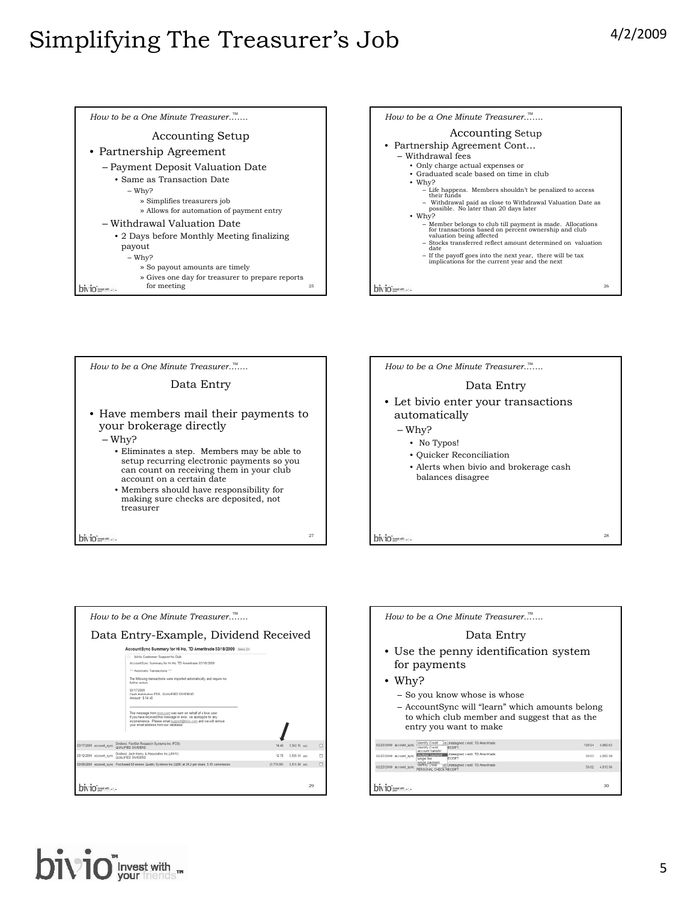# Simplifying The Treasurer's Job

*How to be a One Minute Treasurer™……*

## Accounting Setup

- Partnership Agreement
  - Payment Deposit Valuation Date
    - Same as Transaction Date
      - Why?
        - » Simplifies treasurers job
        - » Allows for automation of payment entry
  - Withdrawal Valuation Date
    - 2 Days before Monthly Meeting finalizing payout
      - Why?
        - » So payout amounts are timely
        - » Gives one day for treasurer to prepare reports for meeting

*How to be a One Minute Treasurer™……*

## Accounting Setup

- Partnership Agreement Cont…
  - Withdrawal fees
    - Only charge actual expenses or
    - Graduated scale based on time in club
    - Why?
      - Life happens. Members shouldn't be penalized to access their funds
      - Withdrawal paid as close to Withdrawal Valuation Date as possible. No later than 20 days later
    - Why?
      - Member belongs to club till payment is made. Allocations for transactions based on percent ownership and club valuation being affected
      - Stocks transferred reflect amount determined on valuation date
      - If the payoff goes into the next year, there will be tax implications for the current year and the next

*How to be a One Minute Treasurer™……*

## Data Entry

- Have members mail their payments to your brokerage directly
  - Why?
    - Eliminates a step. Members may be able to setup recurring electronic payments so you can count on receiving them in your club account on a certain date
    - Members should have responsibility for making sure checks are deposited, not treasurer

*How to be a One Minute Treasurer™……*

## Data Entry

- Let bivio enter your transactions automatically
  - Why?
    - No Typos!
    - Quicker Reconciliation
    - Alerts when bivio and brokerage cash balances disagree

*How to be a One Minute Treasurer™……*

## Data Entry-Example, Dividend Received

**AccountSync Summary for Hi Ho, TD Ameritrade 03/18/2009**

bivio Customer Support to Club

AccountSync Summary for Hi Ho, TD Ameritrade 03/18/2009

\*\*\* Automatic Transactions \*\*\*

The following transactions were imported automatically and require no further action.

03/17/2009
Cash Distribution FDS, QUALIFIED DIVIDEND
Amount: $14.40

This message from bivio.com was sent on behalf of a bivio user. If you have received this message in error, we apologize for any inconvenience. Please email support@bivio.com and we will remove your email address from our database.

| | | | | | |
|---|---|---|---|---|---|
| 03/17/2009 | account_sync | Dividend, FactSet Research Systems Inc (FDS) QUALIFIED DIVIDEND | 14.40 | 3,342.95 | edit |
| 03/12/2009 | account_sync | Dividend, Jack Henry & Associates Inc (JKHY) QUALIFIED DIVIDEND | 12.75 | 3,328.55 | edit |
| 03/09/2009 | account_sync | Purchased 50 shares Quality Systems Inc (QSII) at 34.2 per share, 9.99 commission | (1,719.99) | 3,315.80 | edit |

*How to be a One Minute Treasurer™……*

## Data Entry

- Use the penny identification system for payments
- Why?
  - So you know whose is whose
  - AccountSync will "learn" which amounts belong to which club member and suggest that as the entry you want to make

| | | | | | |
|---|---|---|---|---|---|
| 02/23/2009 | account_sync | Identify Credit | Unassigned credit, TD Ameritrade RECEIPT | 100.04 | 4,960.63 |
| 02/23/2009 | account_sync | multiple payment | Unassigned credit, TD Ameritrade RECEIPT | 50.03 | 4,860.59 |
| 02/23/2009 | account_sync | | Unassigned credit, TD Ameritrade PERSONAL CHECK RECEIPT | 50.02 | 4,810.56 |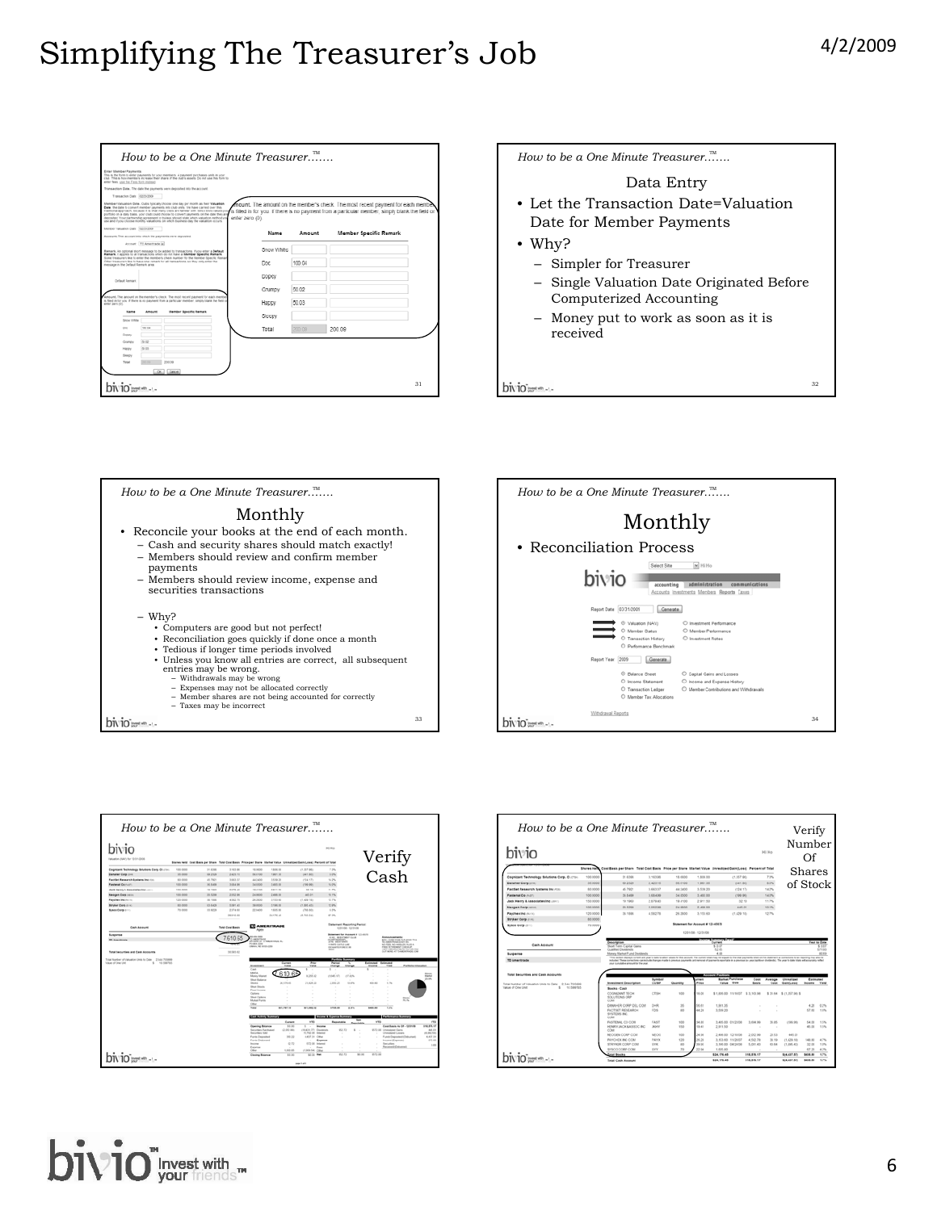## Slide 31

*How to be a One Minute Treasurer™…….*

Enter Member Payments

Amount. The amount on the member's check. The most recent payment for each member is filled in for you. If there is no payment from a particular member, simply blank the field or enter zero (0).

| Name | Amount | Member Specific Remark |
|---|---|---|
| Snow White | | |
| Doc | 100.04 | |
| Dopey | | |
| Crumpy | 50.02 | |
| Happy | 50.03 | |
| Sleepy | | |
| Total | 200.09 | 200.09 |

## Slide 32

*How to be a One Minute Treasurer™……*

### Data Entry

- Let the Transaction Date=Valuation Date for Member Payments
- Why?
  - Simpler for Treasurer
  - Single Valuation Date Originated Before Computerized Accounting
  - Money put to work as soon as it is received

## Slide 33

*How to be a One Minute Treasurer™…….*

### Monthly

- Reconcile your books at the end of each month.
  - Cash and security shares should match exactly!
  - Members should review and confirm member payments
  - Members should review income, expense and securities transactions
  - Why?
    - Computers are good but not perfect!
    - Reconciliation goes quickly if done once a month
    - Tedious if longer time periods involved
    - Unless you know all entries are correct, all subsequent entries may be wrong.
      - Withdrawals may be wrong
      - Expenses may not be allocated correctly
      - Member shares are not being accounted for correctly
      - Taxes may be incorrect

## Slide 34

*How to be a One Minute Treasurer™……*

### Monthly

- Reconciliation Process

## Slide 35

*How to be a One Minute Treasurer™…….*

### Verify Cash

7,610.65

## Slide 36

*How to be a One Minute Treasurer™…….*

### Verify Number Of Shares of Stock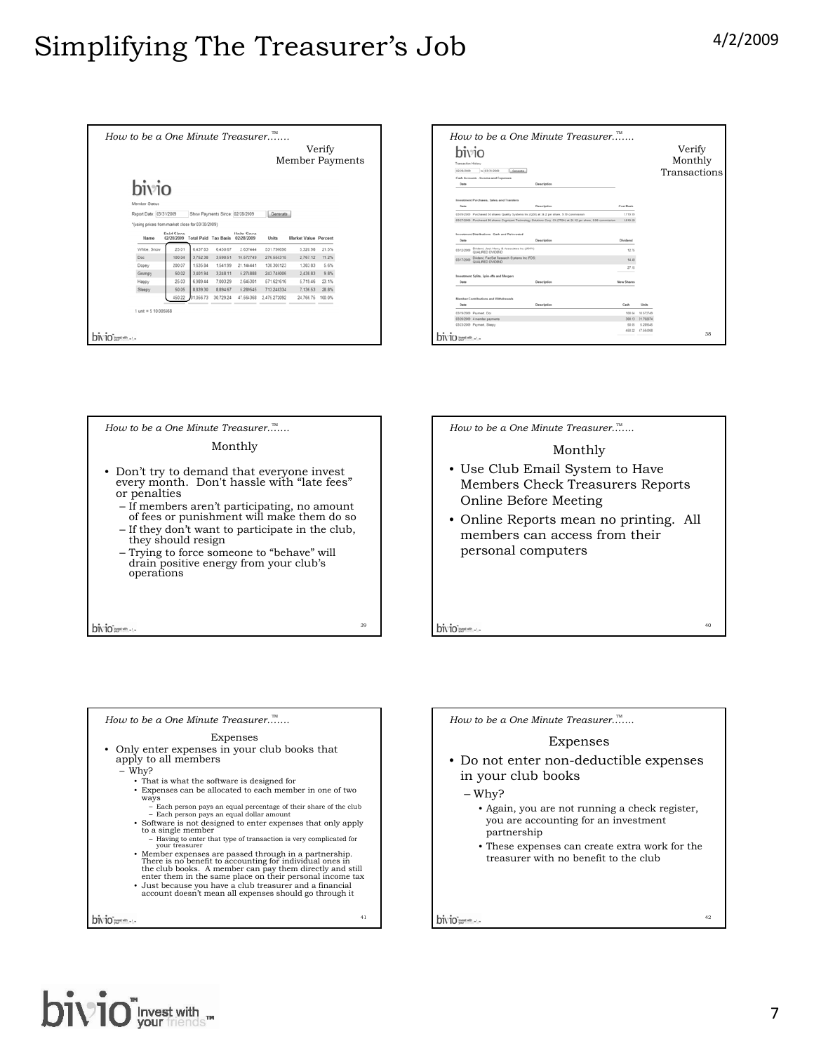# Simplifying The Treasurer's Job

*How to be a One Minute Treasurer™……*

Verify Member Payments

Member Status

Report Date 03/31/2009 Show Payments Since 02/28/2009

*(using prices from market close for 03/30/2009)

| Name | Paid Since 02/28/2009 | Total Paid | Tax Basis | Units Since 02/28/2009 | Units | Market Value | Percent |
|---|---|---|---|---|---|---|---|
| White, Snow | 25.01 | 6,437.93 | 6,450.67 | 2.637444 | 531.796090 | 5,326.98 | 21.5% |
| Doc | 100.94 | 3,752.36 | 3,590.51 | 10.572749 | 276.506315 | 2,767.12 | 11.2% |
| Dopey | 200.07 | 1,535.94 | 1,541.99 | 21.144441 | 138.308123 | 1,383.83 | 5.6% |
| Grumpy | 50.02 | 3,401.94 | 3,248.11 | 5.274888 | 243.748006 | 2,438.83 | 9.8% |
| Happy | 25.03 | 6,989.44 | 7,003.29 | 2.645301 | 571.621616 | 5,719.46 | 23.1% |
| Sleepy | 50.05 | 8,839.30 | 8,894.67 | 5.289545 | 713.248334 | 7,136.53 | 28.8% |
| | 450.22 | 31,056.73 | 30,729.24 | 47.564368 | 2,475.272092 | 24,766.75 | 100.0% |

1 unit = $ 10.005668

*How to be a One Minute Treasurer™……*

Verify Monthly Transactions

38

*How to be a One Minute Treasurer™……*

Monthly

- Don't try to demand that everyone invest every month. Don't hassle with "late fees" or penalties
  - If members aren't participating, no amount of fees or punishment will make them do so
  - If they don't want to participate in the club, they should resign
  - Trying to force someone to "behave" will drain positive energy from your club's operations

39

*How to be a One Minute Treasurer™……*

Monthly

- Use Club Email System to Have Members Check Treasurers Reports Online Before Meeting
- Online Reports mean no printing. All members can access from their personal computers

40

*How to be a One Minute Treasurer™……*

Expenses

- Only enter expenses in your club books that apply to all members
  - Why?
    - That is what the software is designed for
    - Expenses can be allocated to each member in one of two ways
      - Each person pays an equal percentage of their share of the club
      - Each person pays an equal dollar amount
    - Software is not designed to enter expenses that only apply to a single member
      - Having to enter that type of transaction is very complicated for your treasurer
    - Member expenses are passed through in a partnership. There is no benefit to accounting for individual ones in the club books. A member can pay them directly and still enter them in the same place on their personal income tax
    - Just because you have a club treasurer and a financial account doesn't mean all expenses should go through it

41

*How to be a One Minute Treasurer™……*

Expenses

- Do not enter non-deductible expenses in your club books
  - Why?
    - Again, you are not running a check register, you are accounting for an investment partnership
    - These expenses can create extra work for the treasurer with no benefit to the club

42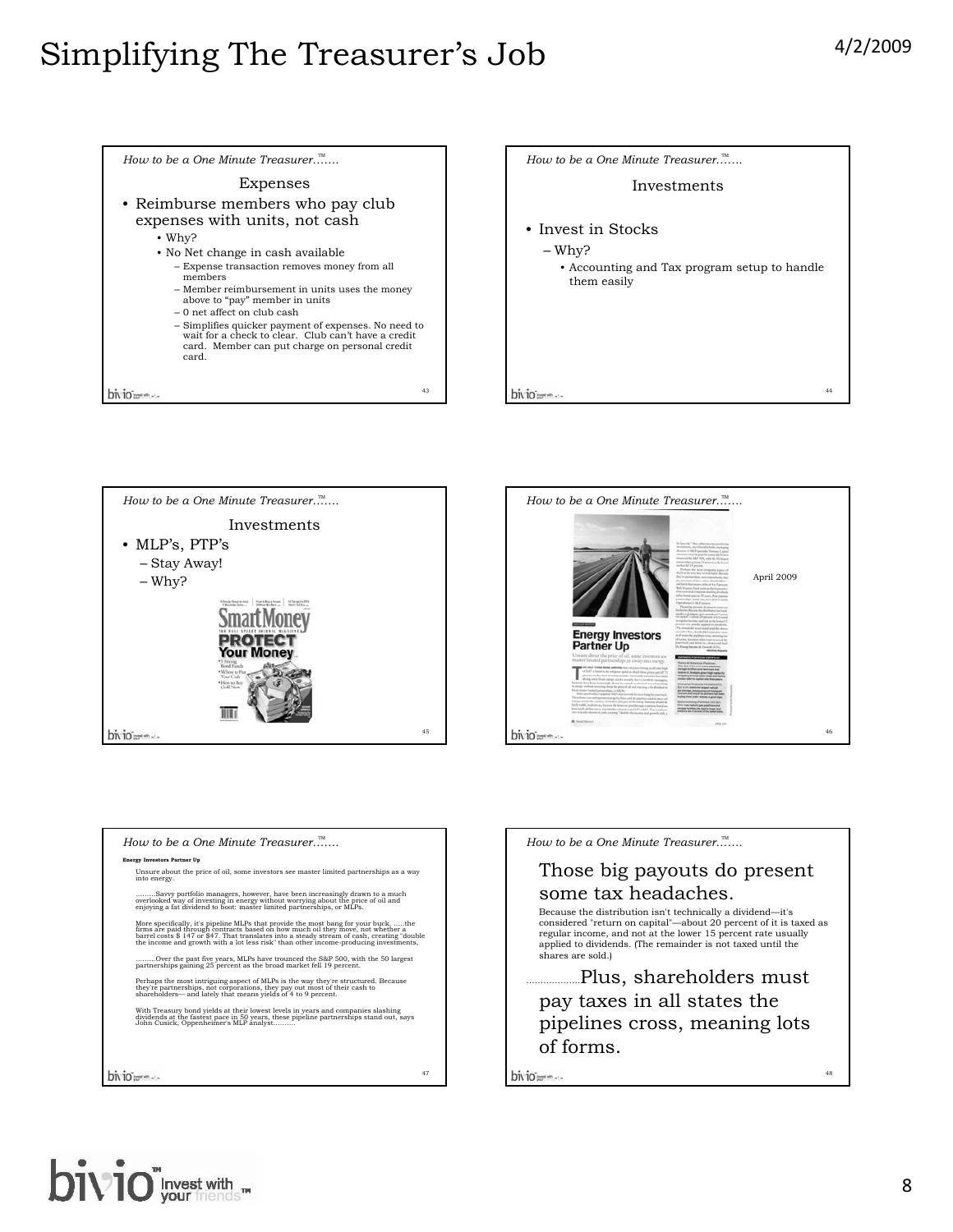# Simplifying The Treasurer's Job

4/2/2009

*How to be a One Minute Treasurer™…….*

## Expenses

- Reimburse members who pay club expenses with units, not cash
  - Why?
  - No Net change in cash available
    - Expense transaction removes money from all members
    - Member reimbursement in units uses the money above to "pay" member in units
    - 0 net affect on club cash
    - Simplifies quicker payment of expenses. No need to wait for a check to clear. Club can't have a credit card. Member can put charge on personal credit card.

*How to be a One Minute Treasurer™…….*

## Investments

- Invest in Stocks
  - Why?
    - Accounting and Tax program setup to handle them easily

*How to be a One Minute Treasurer™…….*

## Investments

- MLP's, PTP's
  - Stay Away!
  - Why?

SmartMoney — THE WALL STREET JOURNAL MAGAZINE — PROTECT Your Money

*How to be a One Minute Treasurer™…….*

Energy Investors Partner Up

April 2009

*How to be a One Minute Treasurer™…….*

**Energy Investors Partner Up**

Unsure about the price of oil, some investors see master limited partnerships as a way into energy.

………Savvy portfolio managers, however, have been increasingly drawn to a much overlooked way of investing in energy without worrying about the price of oil and enjoying a fat dividend to boot: master limited partnerships, or MLPs.

More specifically, it's pipeline MLPs that provide the most bang for your buck. …..the firms are paid through contracts based on how much oil they move, not whether a barrel costs $ 147 or $47. That translates into a steady stream of cash, creating "double the income and growth with a lot less risk" than other income-producing investments,

………Over the past five years, MLPs have trounced the S&P 500, with the 50 largest partnerships gaining 25 percent as the broad market fell 19 percent.

Perhaps the most intriguing aspect of MLPs is the way they're structured. Because they're partnerships, not corporations, they pay out most of their cash to shareholders— and lately that means yields of 4 to 9 percent.

With Treasury bond yields at their lowest levels in years and companies slashing dividends at the fastest pace in 50 years, these pipeline partnerships stand out, says John Cusick, Oppenheimer's MLP analyst………

*How to be a One Minute Treasurer™…….*

Those big payouts do present some tax headaches.

Because the distribution isn't technically a dividend—it's considered "return on capital"—about 20 percent of it is taxed as regular income, and not at the lower 15 percent rate usually applied to dividends. (The remainder is not taxed until the shares are sold.)

………………Plus, shareholders must pay taxes in all states the pipelines cross, meaning lots of forms.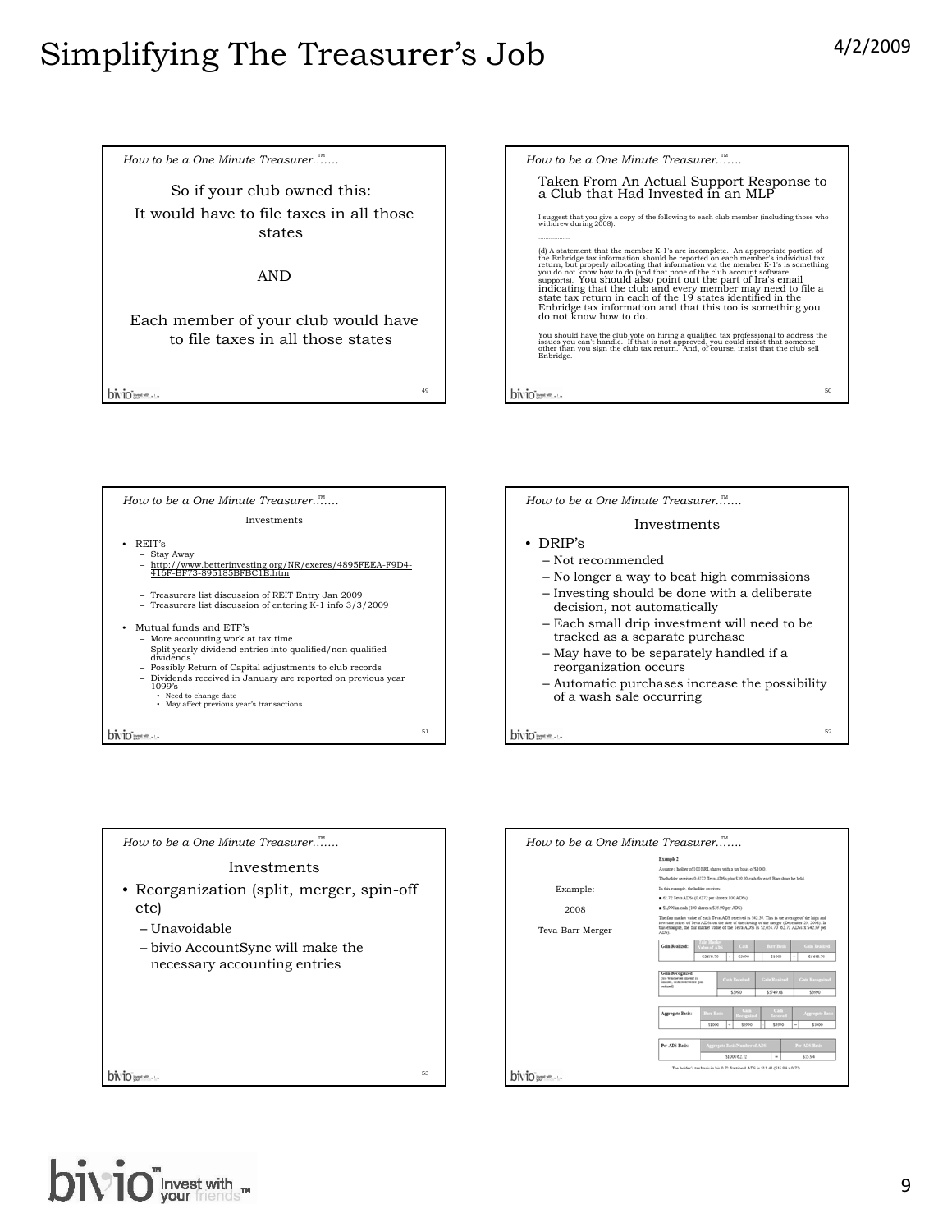# Simplifying The Treasurer's Job

4/2/2009

*How to be a One Minute Treasurer™……*

So if your club owned this:

It would have to file taxes in all those states

AND

Each member of your club would have to file taxes in all those states

*How to be a One Minute Treasurer™……*

## Taken From An Actual Support Response to a Club that Had Invested in an MLP

I suggest that you give a copy of the following to each club member (including those who withdrew during 2008):

……………

(d) A statement that the member K-1's are incomplete. An appropriate portion of the Enbridge tax information should be reported on each member's individual tax return, but properly allocating that information via the member K-1's is something you do not know how to do (and that none of the club account software supports). You should also point out the part of Ira's email indicating that the club and every member may need to file a state tax return in each of the 19 states identified in the Enbridge tax information and that this too is something you do not know how to do.

You should have the club vote on hiring a qualified tax professional to address the issues you can't handle. If that is not approved, you could insist that someone other than you sign the club tax return. And, of course, insist that the club sell Enbridge.

*How to be a One Minute Treasurer™……*

### Investments

- REIT's
  - Stay Away
  - http://www.betterinvesting.org/NR/exeres/4895FEEA-F9D4-416F-BF73-89518SBFBC1E.htm
  - Treasurers list discussion of REIT Entry Jan 2009
  - Treasurers list discussion of entering K-1 info 3/3/2009
- Mutual funds and ETF's
  - More accounting work at tax time
  - Split yearly dividend entries into qualified/non qualified dividends
  - Possibly Return of Capital adjustments to club records
  - Dividends received in January are reported on previous year 1099's
    - Need to change date
    - May affect previous year's transactions

*How to be a One Minute Treasurer™……*

### Investments

- DRIP's
  - Not recommended
  - No longer a way to beat high commissions
  - Investing should be done with a deliberate decision, not automatically
  - Each small drip investment will need to be tracked as a separate purchase
  - May have to be separately handled if a reorganization occurs
  - Automatic purchases increase the possibility of a wash sale occurring

*How to be a One Minute Treasurer™……*

### Investments

- Reorganization (split, merger, spin-off etc)
  - Unavoidable
  - bivio AccountSync will make the necessary accounting entries

*How to be a One Minute Treasurer™……*

Example:

2008

Teva-Barr Merger

**Example 2**

Assume a holder of 100 BRL shares with a tax basis of $1000.

The holder receives 0.6272 Teva ADSs plus $39.90 cash for each Barr share he held.

In this example, the holder receives:

- 62.72 Teva ADSs (0.6272 per share x 100 ADSs)
- $3,990 in cash (100 shares x $39.90 per ADS)

The fair market value of each Teva ADS received is $42.39. This is the average of the high and low sale prices of Teva ADSs on the date of the closing of the merger (December 23, 2008). In this example, the fair market value of the Teva ADSs is $2,658.70 (62.72 ADSs x $42.39 per ADS).

| Gain Realized: | Fair Market Value of ADS | | Cash | | Barr Basis | | Gain Realized |
|---|---|---|---|---|---|---|---|
| | $2658.70 | | $3990 | | $1000 | = | $5648.70 |

| Gain Recognized: (use whichever amount is smaller, cash received or gain realized) | Cash Received | Gain Realized | Gain Recognized |
|---|---|---|---|
| | $3990 | $5648.70 | $3990 |

| Aggregate Basis: | Barr Basis | | Gain Recognized | | Cash Received | | Aggregate Basis |
|---|---|---|---|---|---|---|---|
| | $1000 | + | $3990 | | $3990 | = | $1000 |

| Per ADS Basis: | Aggregate Basis/Number of ADS | | Per ADS Basis |
|---|---|---|---|
| | $1000/62.72 | = | $15.94 |

The holder's tax basis in the 0.72 fractional ADS is $11.48 ($15.94 x 0.72).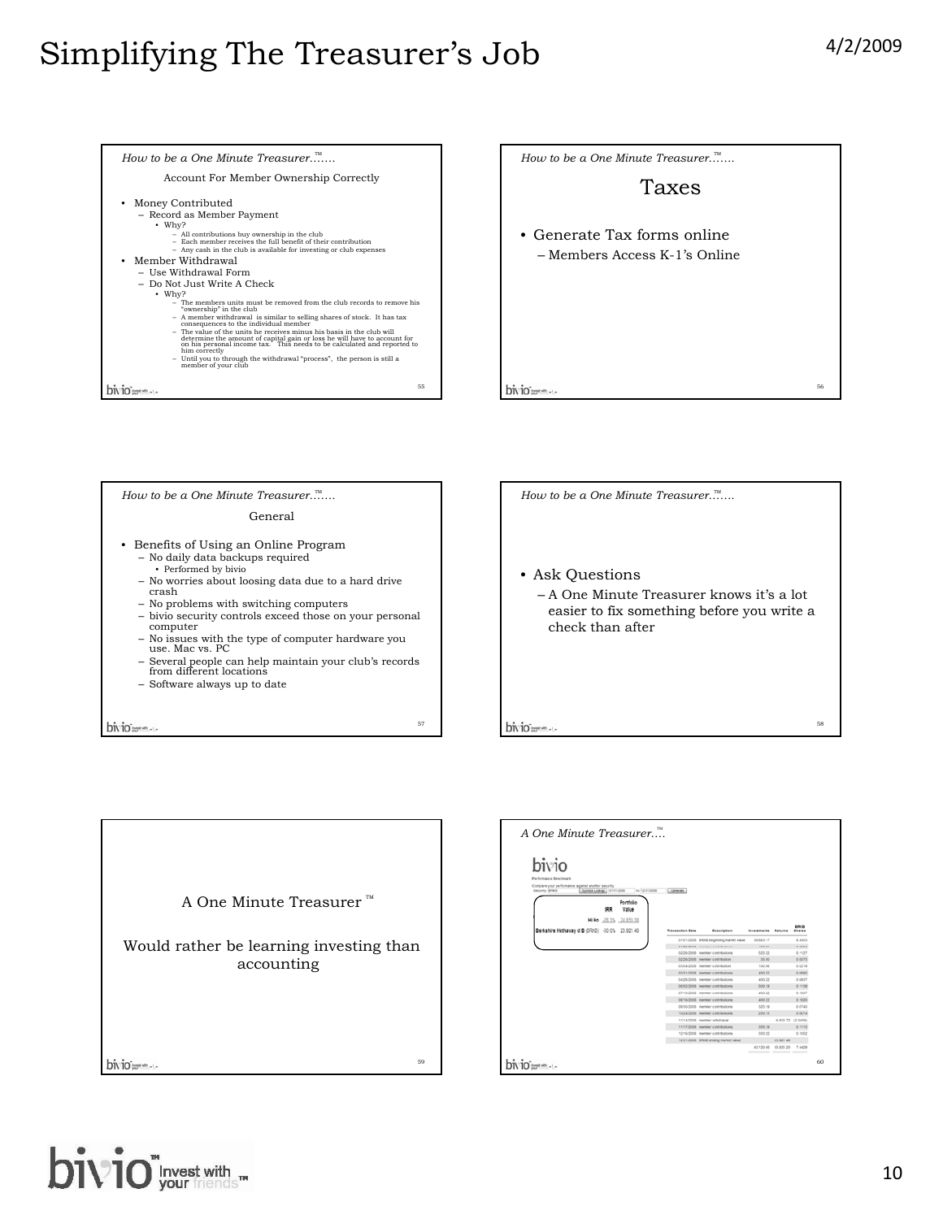# Simplifying The Treasurer's Job

*How to be a One Minute Treasurer™……*

Account For Member Ownership Correctly

- Money Contributed
  - Record as Member Payment
    - Why?
      - All contributions buy ownership in the club
      - Each member receives the full benefit of their contribution
      - Any cash in the club is available for investing or club expenses
- Member Withdrawal
  - Use Withdrawal Form
  - Do Not Just Write A Check
    - Why?
      - The members units must be removed from the club records to remove his "ownership" in the club
      - A member withdrawal is similar to selling shares of stock. It has tax consequences to the individual member
      - The value of the units he receives minus his basis in the club will determine the amount of capital gain or loss he will have to account for on his personal income tax. This needs to be calculated and reported to him correctly
      - Until you to through the withdrawal "process", the person is still a member of your club

*How to be a One Minute Treasurer™……*

## Taxes

- Generate Tax forms online
  - Members Access K-1's Online

*How to be a One Minute Treasurer™……*

General

- Benefits of Using an Online Program
  - No daily data backups required
    - Performed by bivio
  - No worries about loosing data due to a hard drive crash
  - No problems with switching computers
  - bivio security controls exceed those on your personal computer
  - No issues with the type of computer hardware you use. Mac vs. PC
  - Several people can help maintain your club's records from different locations
  - Software always up to date

*How to be a One Minute Treasurer™……*

- Ask Questions
  - A One Minute Treasurer knows it's a lot easier to fix something before you write a check than after

A One Minute Treasurer ™

Would rather be learning investing than accounting

*A One Minute Treasurer™….*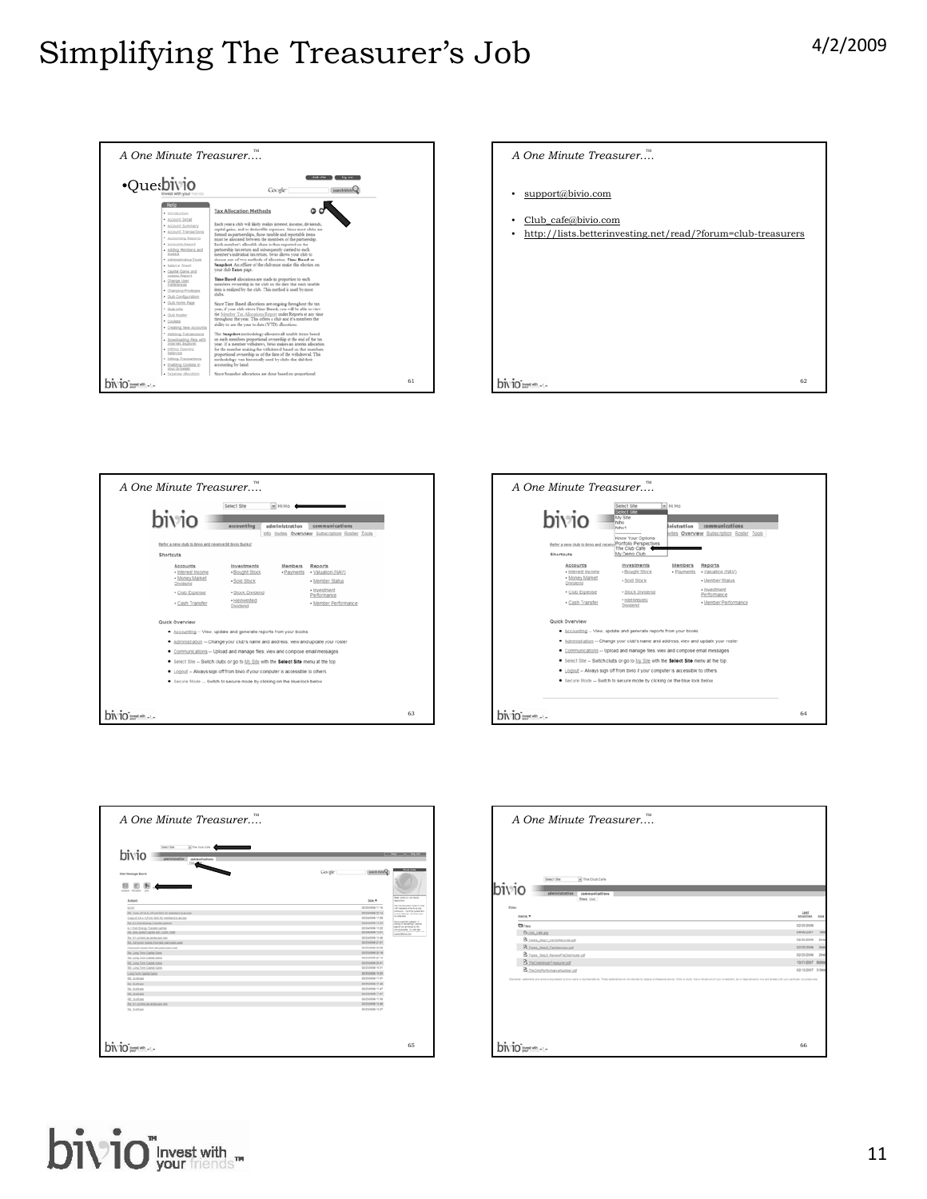A One Minute Treasurer….™

•Ques

A One Minute Treasurer….™

- support@bivio.com
- Club_cafe@bivio.com
- http://lists.betterinvesting.net/read/?forum=club-treasurers

A One Minute Treasurer….™

A One Minute Treasurer….™

A One Minute Treasurer….™

A One Minute Treasurer….™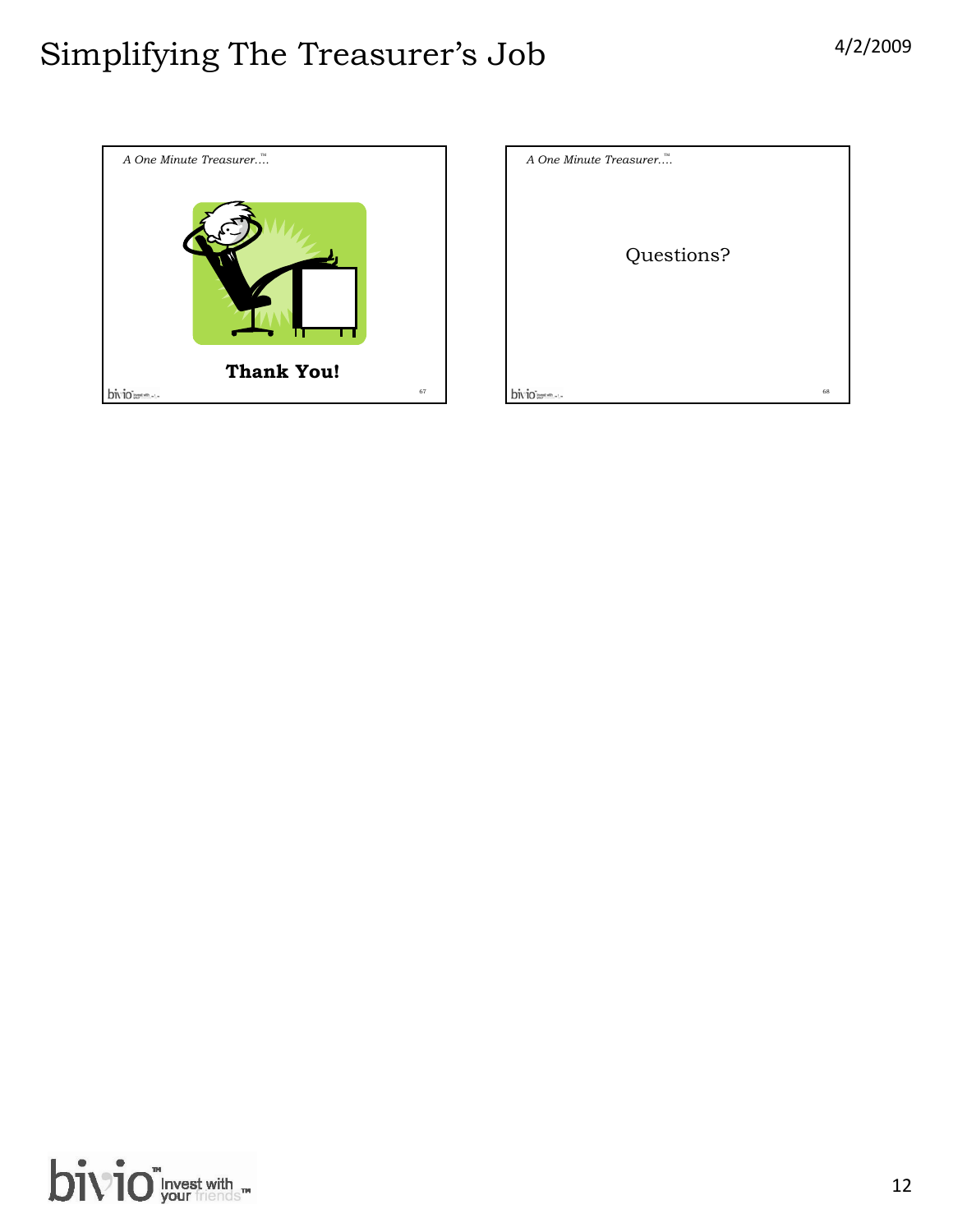A One Minute Treasurer™….

**Thank You!**

A One Minute Treasurer™….

Questions?